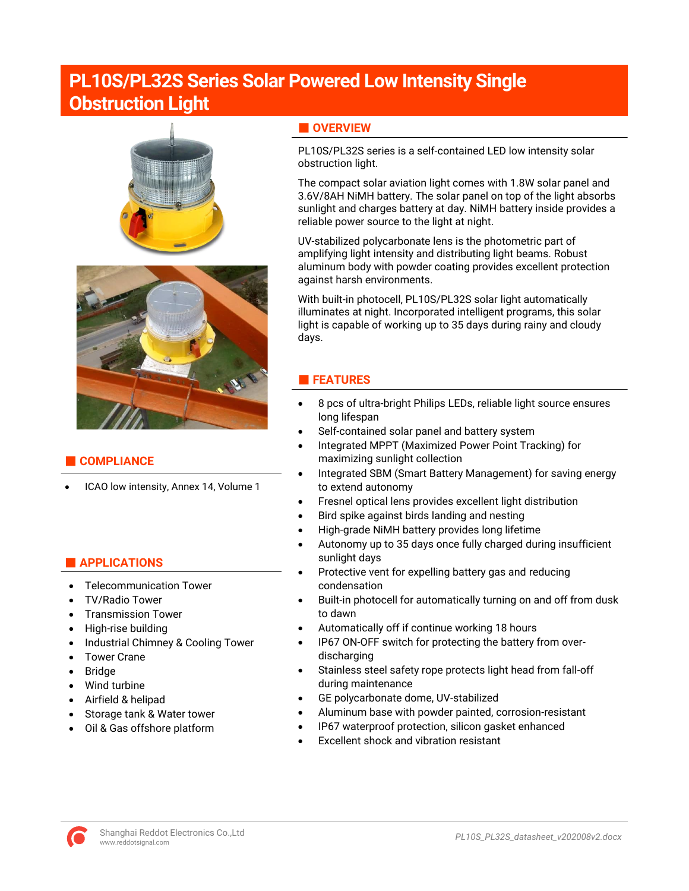# PL10S/PL32S Series Solar Powered Low Intensity Single Obstruction Light

## OVERVIEW

PL10S/PL32S series is a self-contained LED low intensity solar obstruction light.

The compact solar aviation light comes with 1.8W solar panel and 3.6V/8AH NiMH battery. The solar panel on top of the light absorbs sunlight and charges battery at day. NiMH battery inside provides a reliable power source to the light at night.

UV-stabilized polycarbonate lens is the photometric part of amplifying light intensity and distributing light beams. Robust aluminum body with powder coating provides excellent protection against harsh environments.

With built-in photocell, PL10S/PL32S solar light automatically illuminates at night. Incorporated intelligent programs, this solar light is capable of working up to 35 days during rainy and cloudy days.

## FEATURES

- 8 pcs of ultra-bright Philips LEDs, reliable light source ensures long lifespan
- Self-contained solar panel and battery system
- Integrated MPPT (Maximized Power Point Tracking) for maximizing sunlight collection
- Integrated SBM (Smart Battery Management) for saving energy to extend autonomy
- Fresnel optical lens provides excellent light distribution
- Bird spike against birds landing and nesting
- High-grade NiMH battery provides long lifetime
- Autonomy up to 35 days once fully charged during insufficient sunlight days
- Protective vent for expelling battery gas and reducing condensation
- Built-in photocell for automatically turning on and off from dusk to dawn
- Automatically off if continue working 18 hours
- IP67 ON-OFF switch for protecting the battery from over-discharging
- Stainless steel safety rope protects light head from fall-off during maintenance
- GE polycarbonate dome, UV-stabilized
- Aluminum base with powder painted, corrosion-resistant
- IP67 waterproof protection, silicon gasket enhanced
- Excellent shock and vibration resistant

## COMPLIANCE

- ICAO low intensity, Annex 14, Volume 1

## APPLICATIONS

- Telecommunication Tower
- TV/Radio Tower
- Transmission Tower
- High-rise building
- Industrial Chimney & Cooling Tower
- Tower Crane
- Bridge
- Wind turbine
- Airfield & helipad
- Storage tank & Water tower
- Oil & Gas offshore platform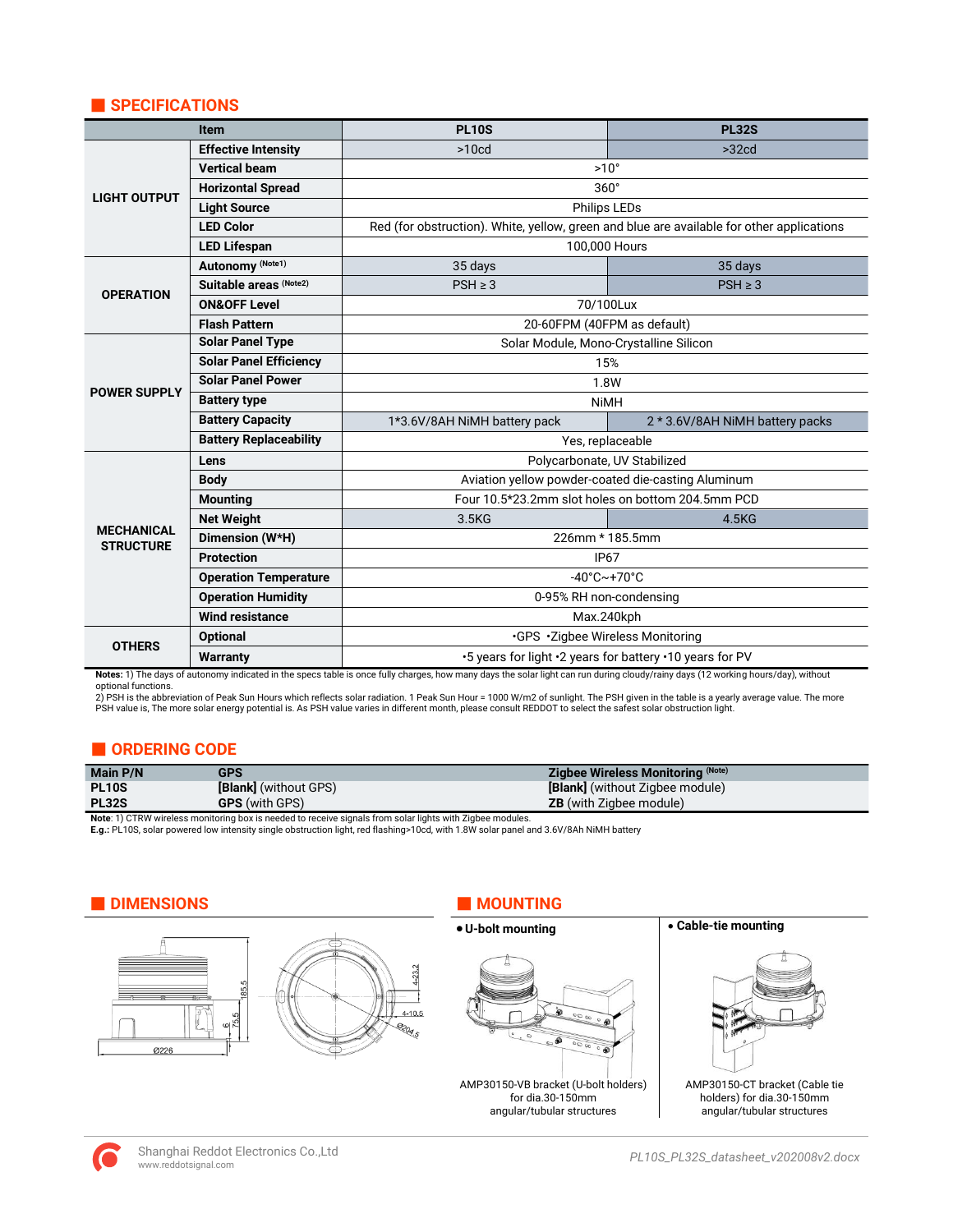## SPECIFICATIONS

| Item | | PL10S | PL32S |
|---|---|---|---|
| LIGHT OUTPUT | Effective Intensity | >10cd | >32cd |
| | Vertical beam | >10° | |
| | Horizontal Spread | 360° | |
| | Light Source | Philips LEDs | |
| | LED Color | Red (for obstruction). White, yellow, green and blue are available for other applications | |
| | LED Lifespan | 100,000 Hours | |
| OPERATION | Autonomy (Note1) | 35 days | 35 days |
| | Suitable areas (Note2) | PSH ≥ 3 | PSH ≥ 3 |
| | ON&OFF Level | 70/100Lux | |
| | Flash Pattern | 20-60FPM (40FPM as default) | |
| POWER SUPPLY | Solar Panel Type | Solar Module, Mono-Crystalline Silicon | |
| | Solar Panel Efficiency | 15% | |
| | Solar Panel Power | 1.8W | |
| | Battery type | NiMH | |
| | Battery Capacity | 1*3.6V/8AH NiMH battery pack | 2 * 3.6V/8AH NiMH battery packs |
| | Battery Replaceability | Yes, replaceable | |
| MECHANICAL STRUCTURE | Lens | Polycarbonate, UV Stabilized | |
| | Body | Aviation yellow powder-coated die-casting Aluminum | |
| | Mounting | Four 10.5*23.2mm slot holes on bottom 204.5mm PCD | |
| | Net Weight | 3.5KG | 4.5KG |
| | Dimension (W*H) | 226mm * 185.5mm | |
| | Protection | IP67 | |
| | Operation Temperature | -40°C~+70°C | |
| | Operation Humidity | 0-95% RH non-condensing | |
| | Wind resistance | Max.240kph | |
| OTHERS | Optional | •GPS •Zigbee Wireless Monitoring | |
| | Warranty | •5 years for light •2 years for battery •10 years for PV | |

**Notes:** 1) The days of autonomy indicated in the specs table is once fully charges, how many days the solar light can run during cloudy/rainy days (12 working hours/day), without optional functions.
2) PSH is the abbreviation of Peak Sun Hours which reflects solar radiation. 1 Peak Sun Hour = 1000 W/m2 of sunlight. The PSH given in the table is a yearly average value. The more PSH value is, The more solar energy potential is. As PSH value varies in different month, please consult REDDOT to select the safest solar obstruction light.

## ORDERING CODE

| Main P/N | GPS | Zigbee Wireless Monitoring (Note) |
|---|---|---|
| **PL10S** | **[Blank]** (without GPS) | **[Blank]** (without Zigbee module) |
| **PL32S** | **GPS** (with GPS) | **ZB** (with Zigbee module) |

**Note**: 1) CTRW wireless monitoring box is needed to receive signals from solar lights with Zigbee modules.
**E.g.:** PL10S, solar powered low intensity single obstruction light, red flashing>10cd, with 1.8W solar panel and 3.6V/8Ah NiMH battery

## DIMENSIONS

185.5
75.5
6
Ø226
4-23.2
4-10.5
Ø204.5

## MOUNTING

- **U-bolt mounting**

AMP30150-VB bracket (U-bolt holders) for dia.30-150mm angular/tubular structures

- **Cable-tie mounting**

AMP30150-CT bracket (Cable tie holders) for dia.30-150mm angular/tubular structures